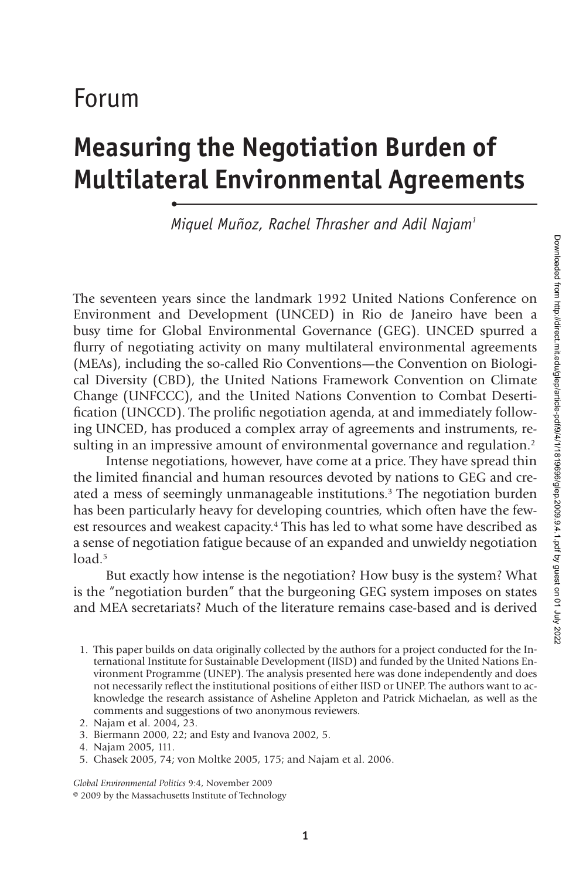# Forum

## Measuring the Negotiation Burden of Multilateral Environmental Agreements

*Miquel Muñoz, Rachel Thrasher and Adil Najam*[1]

The seventeen years since the landmark 1992 United Nations Conference on Environment and Development (UNCED) in Rio de Janeiro have been a busy time for Global Environmental Governance (GEG). UNCED spurred a flurry of negotiating activity on many multilateral environmental agreements (MEAs), including the so-called Rio Conventions—the Convention on Biological Diversity (CBD), the United Nations Framework Convention on Climate Change (UNFCCC), and the United Nations Convention to Combat Desertification (UNCCD). The prolific negotiation agenda, at and immediately following UNCED, has produced a complex array of agreements and instruments, resulting in an impressive amount of environmental governance and regulation.[2]

Intense negotiations, however, have come at a price. They have spread thin the limited financial and human resources devoted by nations to GEG and created a mess of seemingly unmanageable institutions.[3] The negotiation burden has been particularly heavy for developing countries, which often have the fewest resources and weakest capacity.[4] This has led to what some have described as a sense of negotiation fatigue because of an expanded and unwieldy negotiation load.[5]

But exactly how intense is the negotiation? How busy is the system? What is the "negotiation burden" that the burgeoning GEG system imposes on states and MEA secretariats? Much of the literature remains case-based and is derived

1. This paper builds on data originally collected by the authors for a project conducted for the International Institute for Sustainable Development (IISD) and funded by the United Nations Environment Programme (UNEP). The analysis presented here was done independently and does not necessarily reflect the institutional positions of either IISD or UNEP. The authors want to acknowledge the research assistance of Asheline Appleton and Patrick Michaelan, as well as the comments and suggestions of two anonymous reviewers.
2. Najam et al. 2004, 23.
3. Biermann 2000, 22; and Esty and Ivanova 2002, 5.
4. Najam 2005, 111.
5. Chasek 2005, 74; von Moltke 2005, 175; and Najam et al. 2006.

*Global Environmental Politics* 9:4, November 2009
© 2009 by the Massachusetts Institute of Technology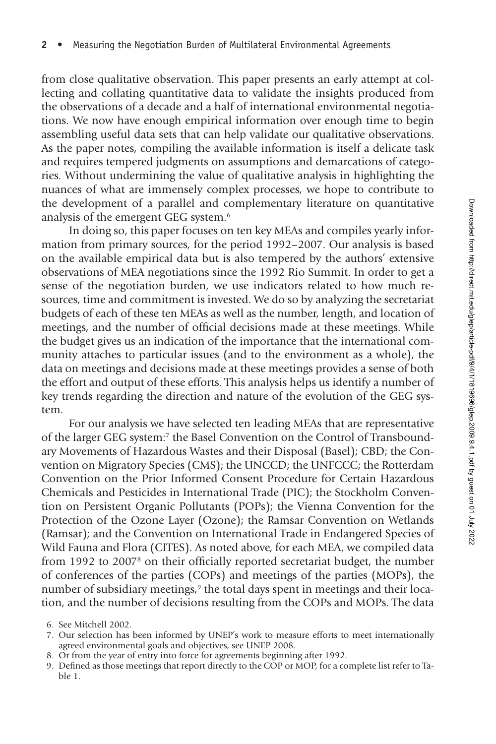from close qualitative observation. This paper presents an early attempt at collecting and collating quantitative data to validate the insights produced from the observations of a decade and a half of international environmental negotiations. We now have enough empirical information over enough time to begin assembling useful data sets that can help validate our qualitative observations. As the paper notes, compiling the available information is itself a delicate task and requires tempered judgments on assumptions and demarcations of categories. Without undermining the value of qualitative analysis in highlighting the nuances of what are immensely complex processes, we hope to contribute to the development of a parallel and complementary literature on quantitative analysis of the emergent GEG system.[6]

In doing so, this paper focuses on ten key MEAs and compiles yearly information from primary sources, for the period 1992–2007. Our analysis is based on the available empirical data but is also tempered by the authors' extensive observations of MEA negotiations since the 1992 Rio Summit. In order to get a sense of the negotiation burden, we use indicators related to how much resources, time and commitment is invested. We do so by analyzing the secretariat budgets of each of these ten MEAs as well as the number, length, and location of meetings, and the number of official decisions made at these meetings. While the budget gives us an indication of the importance that the international community attaches to particular issues (and to the environment as a whole), the data on meetings and decisions made at these meetings provides a sense of both the effort and output of these efforts. This analysis helps us identify a number of key trends regarding the direction and nature of the evolution of the GEG system.

For our analysis we have selected ten leading MEAs that are representative of the larger GEG system:[7] the Basel Convention on the Control of Transboundary Movements of Hazardous Wastes and their Disposal (Basel); CBD; the Convention on Migratory Species (CMS); the UNCCD; the UNFCCC; the Rotterdam Convention on the Prior Informed Consent Procedure for Certain Hazardous Chemicals and Pesticides in International Trade (PIC); the Stockholm Convention on Persistent Organic Pollutants (POPs); the Vienna Convention for the Protection of the Ozone Layer (Ozone); the Ramsar Convention on Wetlands (Ramsar); and the Convention on International Trade in Endangered Species of Wild Fauna and Flora (CITES). As noted above, for each MEA, we compiled data from 1992 to 2007[8] on their officially reported secretariat budget, the number of conferences of the parties (COPs) and meetings of the parties (MOPs), the number of subsidiary meetings,[9] the total days spent in meetings and their location, and the number of decisions resulting from the COPs and MOPs. The data

6. See Mitchell 2002.
7. Our selection has been informed by UNEP's work to measure efforts to meet internationally agreed environmental goals and objectives, see UNEP 2008.
8. Or from the year of entry into force for agreements beginning after 1992.
9. Defined as those meetings that report directly to the COP or MOP, for a complete list refer to Table 1.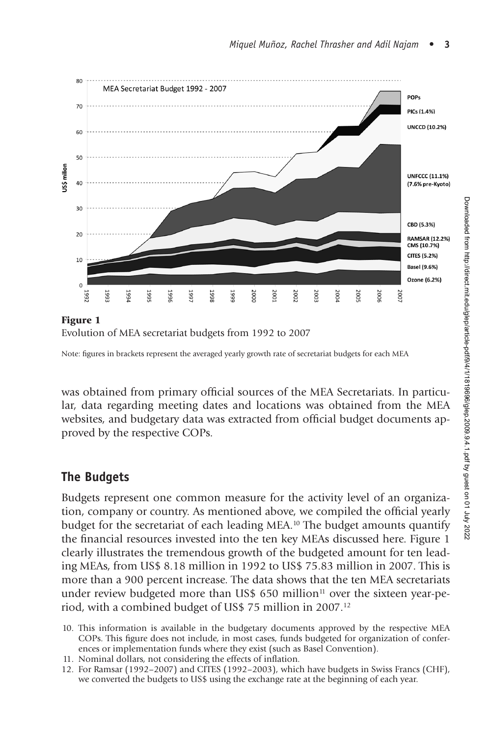**Figure 1**
Evolution of MEA secretariat budgets from 1992 to 2007

Note: figures in brackets represent the averaged yearly growth rate of secretariat budgets for each MEA

was obtained from primary official sources of the MEA Secretariats. In particular, data regarding meeting dates and locations was obtained from the MEA websites, and budgetary data was extracted from official budget documents approved by the respective COPs.

## The Budgets

Budgets represent one common measure for the activity level of an organization, company or country. As mentioned above, we compiled the official yearly budget for the secretariat of each leading MEA.[10] The budget amounts quantify the financial resources invested into the ten key MEAs discussed here. Figure 1 clearly illustrates the tremendous growth of the budgeted amount for ten leading MEAs, from US$ 8.18 million in 1992 to US$ 75.83 million in 2007. This is more than a 900 percent increase. The data shows that the ten MEA secretariats under review budgeted more than US$ 650 million[11] over the sixteen year-period, with a combined budget of US$ 75 million in 2007.[12]

10. This information is available in the budgetary documents approved by the respective MEA COPs. This figure does not include, in most cases, funds budgeted for organization of conferences or implementation funds where they exist (such as Basel Convention).
11. Nominal dollars, not considering the effects of inflation.
12. For Ramsar (1992–2007) and CITES (1992–2003), which have budgets in Swiss Francs (CHF), we converted the budgets to US$ using the exchange rate at the beginning of each year.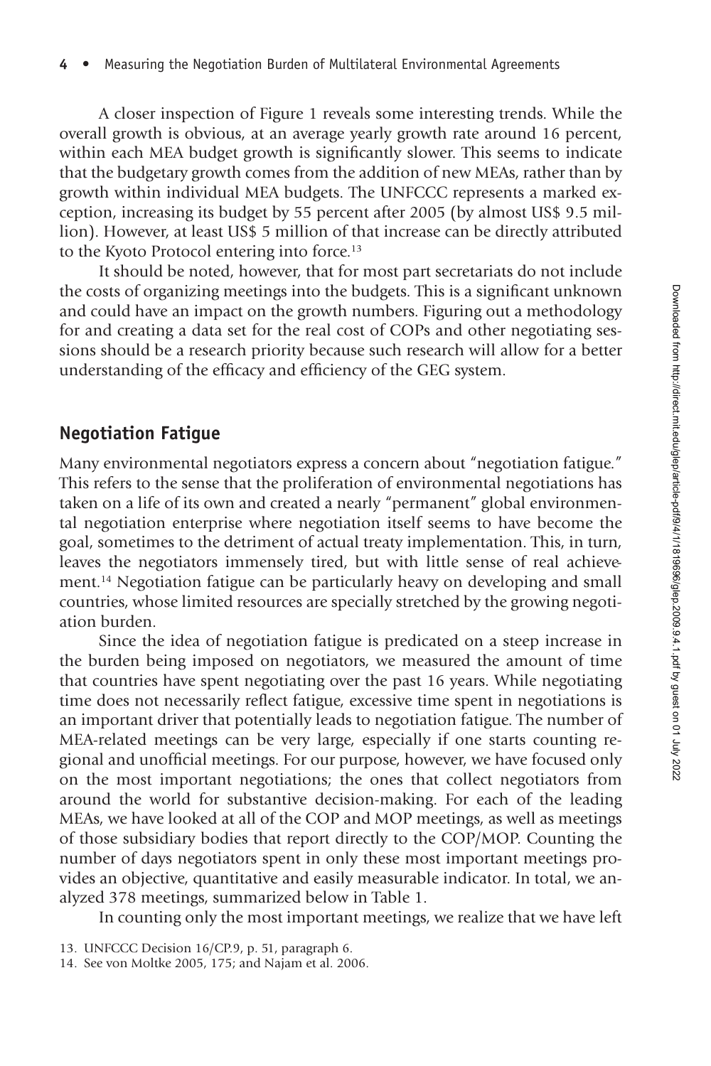A closer inspection of Figure 1 reveals some interesting trends. While the overall growth is obvious, at an average yearly growth rate around 16 percent, within each MEA budget growth is significantly slower. This seems to indicate that the budgetary growth comes from the addition of new MEAs, rather than by growth within individual MEA budgets. The UNFCCC represents a marked exception, increasing its budget by 55 percent after 2005 (by almost US$ 9.5 million). However, at least US$ 5 million of that increase can be directly attributed to the Kyoto Protocol entering into force.[13]

It should be noted, however, that for most part secretariats do not include the costs of organizing meetings into the budgets. This is a significant unknown and could have an impact on the growth numbers. Figuring out a methodology for and creating a data set for the real cost of COPs and other negotiating sessions should be a research priority because such research will allow for a better understanding of the efficacy and efficiency of the GEG system.

## Negotiation Fatigue

Many environmental negotiators express a concern about "negotiation fatigue." This refers to the sense that the proliferation of environmental negotiations has taken on a life of its own and created a nearly "permanent" global environmental negotiation enterprise where negotiation itself seems to have become the goal, sometimes to the detriment of actual treaty implementation. This, in turn, leaves the negotiators immensely tired, but with little sense of real achievement.[14] Negotiation fatigue can be particularly heavy on developing and small countries, whose limited resources are specially stretched by the growing negotiation burden.

Since the idea of negotiation fatigue is predicated on a steep increase in the burden being imposed on negotiators, we measured the amount of time that countries have spent negotiating over the past 16 years. While negotiating time does not necessarily reflect fatigue, excessive time spent in negotiations is an important driver that potentially leads to negotiation fatigue. The number of MEA-related meetings can be very large, especially if one starts counting regional and unofficial meetings. For our purpose, however, we have focused only on the most important negotiations; the ones that collect negotiators from around the world for substantive decision-making. For each of the leading MEAs, we have looked at all of the COP and MOP meetings, as well as meetings of those subsidiary bodies that report directly to the COP/MOP. Counting the number of days negotiators spent in only these most important meetings provides an objective, quantitative and easily measurable indicator. In total, we analyzed 378 meetings, summarized below in Table 1.

In counting only the most important meetings, we realize that we have left

13. UNFCCC Decision 16/CP.9, p. 51, paragraph 6.

14. See von Moltke 2005, 175; and Najam et al. 2006.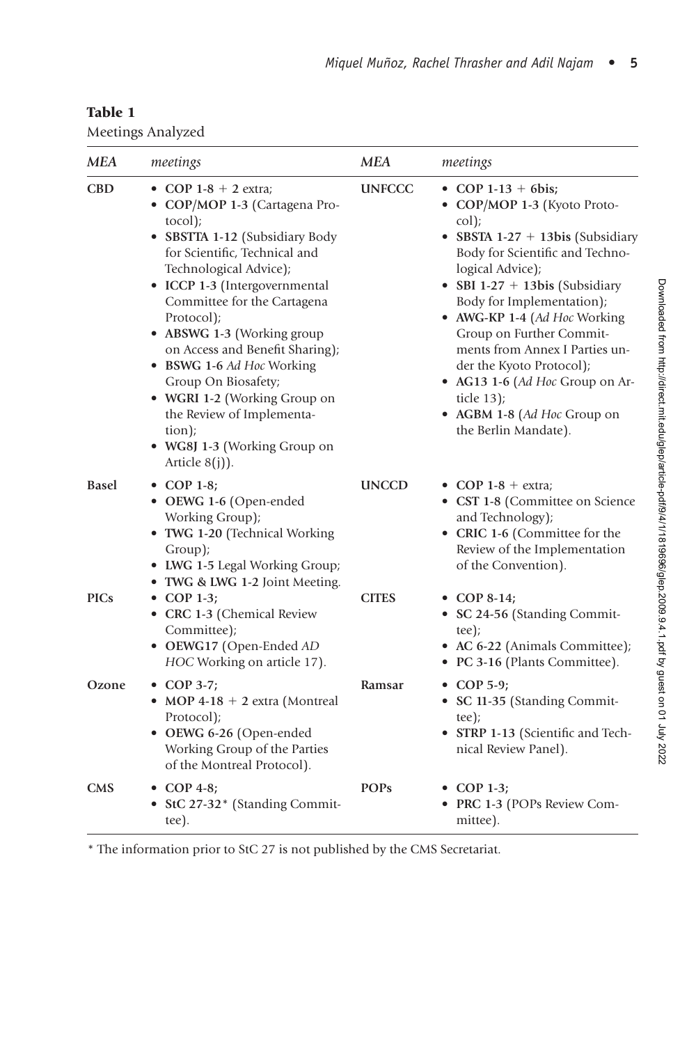**Table 1**

Meetings Analyzed

| *MEA* | *meetings* | *MEA* | *meetings* |
|---|---|---|---|
| **CBD** | • **COP 1-8** + **2** extra;<br>• **COP/MOP 1-3** (Cartagena Protocol);<br>• **SBSTTA 1-12** (Subsidiary Body for Scientific, Technical and Technological Advice);<br>• **ICCP 1-3** (Intergovernmental Committee for the Cartagena Protocol);<br>• **ABSWG 1-3** (Working group on Access and Benefit Sharing);<br>• **BSWG 1-6** *Ad Hoc* Working Group On Biosafety;<br>• **WGRI 1-2** (Working Group on the Review of Implementation);<br>• **WG8J 1-3** (Working Group on Article 8(j)). | **UNFCCC** | • **COP 1-13** + **6bis;**<br>• **COP/MOP 1-3** (Kyoto Protocol);<br>• **SBSTA 1-27** + **13bis** (Subsidiary Body for Scientific and Technological Advice);<br>• **SBI 1-27** + **13bis** (Subsidiary Body for Implementation);<br>• **AWG-KP 1-4** (*Ad Hoc* Working Group on Further Commitments from Annex I Parties under the Kyoto Protocol);<br>• **AG13 1-6** (*Ad Hoc* Group on Article 13);<br>• **AGBM 1-8** (*Ad Hoc* Group on the Berlin Mandate). |
| **Basel** | • **COP 1-8;**<br>• **OEWG 1-6** (Open-ended Working Group);<br>• **TWG 1-20** (Technical Working Group);<br>• **LWG 1-5** Legal Working Group;<br>• **TWG & LWG 1-2** Joint Meeting. | **UNCCD** | • **COP 1-8** + extra;<br>• **CST 1-8** (Committee on Science and Technology);<br>• **CRIC 1-6** (Committee for the Review of the Implementation of the Convention). |
| **PICs** | • **COP 1-3;**<br>• **CRC 1-3** (Chemical Review Committee);<br>• **OEWG17** (Open-Ended *AD HOC* Working on article 17). | **CITES** | • **COP 8-14;**<br>• **SC 24-56** (Standing Committee);<br>• **AC 6-22** (Animals Committee);<br>• **PC 3-16** (Plants Committee). |
| **Ozone** | • **COP 3-7;**<br>• **MOP 4-18** + **2** extra (Montreal Protocol);<br>• **OEWG 6-26** (Open-ended Working Group of the Parties of the Montreal Protocol). | **Ramsar** | • **COP 5-9;**<br>• **SC 11-35** (Standing Committee);<br>• **STRP 1-13** (Scientific and Technical Review Panel). |
| **CMS** | • **COP 4-8;**<br>• **StC 27-32*** (Standing Committee). | **POPs** | • **COP 1-3;**<br>• **PRC 1-3** (POPs Review Committee). |

\* The information prior to StC 27 is not published by the CMS Secretariat.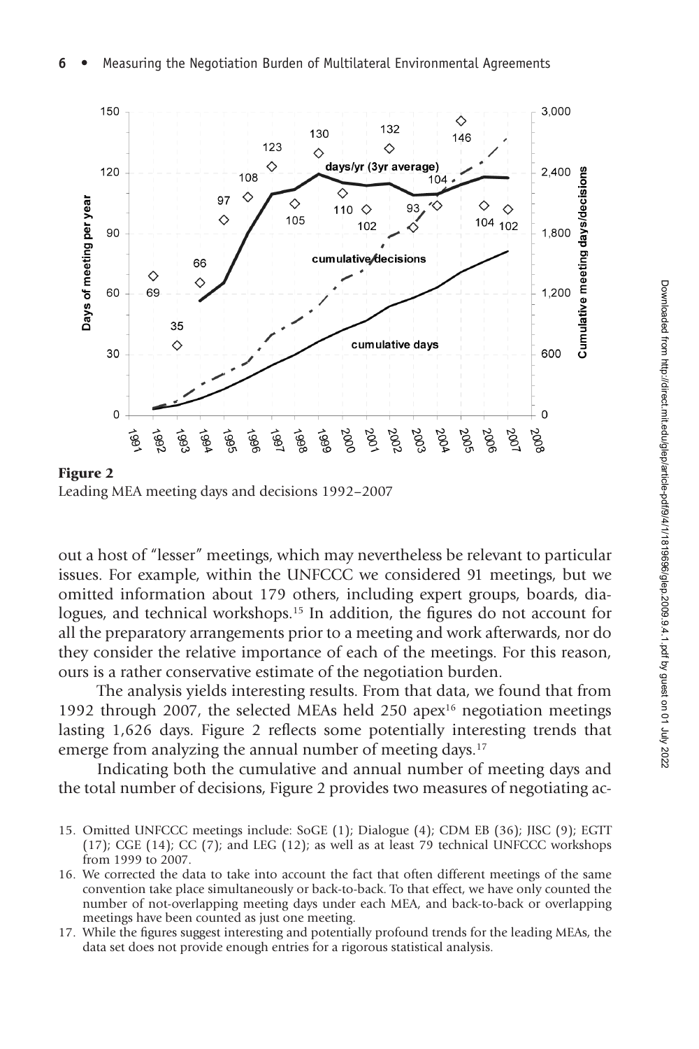**Figure 2**
Leading MEA meeting days and decisions 1992–2007

out a host of "lesser" meetings, which may nevertheless be relevant to particular issues. For example, within the UNFCCC we considered 91 meetings, but we omitted information about 179 others, including expert groups, boards, dialogues, and technical workshops.[15] In addition, the figures do not account for all the preparatory arrangements prior to a meeting and work afterwards, nor do they consider the relative importance of each of the meetings. For this reason, ours is a rather conservative estimate of the negotiation burden.

The analysis yields interesting results. From that data, we found that from 1992 through 2007, the selected MEAs held 250 apex[16] negotiation meetings lasting 1,626 days. Figure 2 reflects some potentially interesting trends that emerge from analyzing the annual number of meeting days.[17]

Indicating both the cumulative and annual number of meeting days and the total number of decisions, Figure 2 provides two measures of negotiating ac-

15. Omitted UNFCCC meetings include: SoGE (1); Dialogue (4); CDM EB (36); JISC (9); EGTT (17); CGE (14); CC (7); and LEG (12); as well as at least 79 technical UNFCCC workshops from 1999 to 2007.

16. We corrected the data to take into account the fact that often different meetings of the same convention take place simultaneously or back-to-back. To that effect, we have only counted the number of not-overlapping meeting days under each MEA, and back-to-back or overlapping meetings have been counted as just one meeting.

17. While the figures suggest interesting and potentially profound trends for the leading MEAs, the data set does not provide enough entries for a rigorous statistical analysis.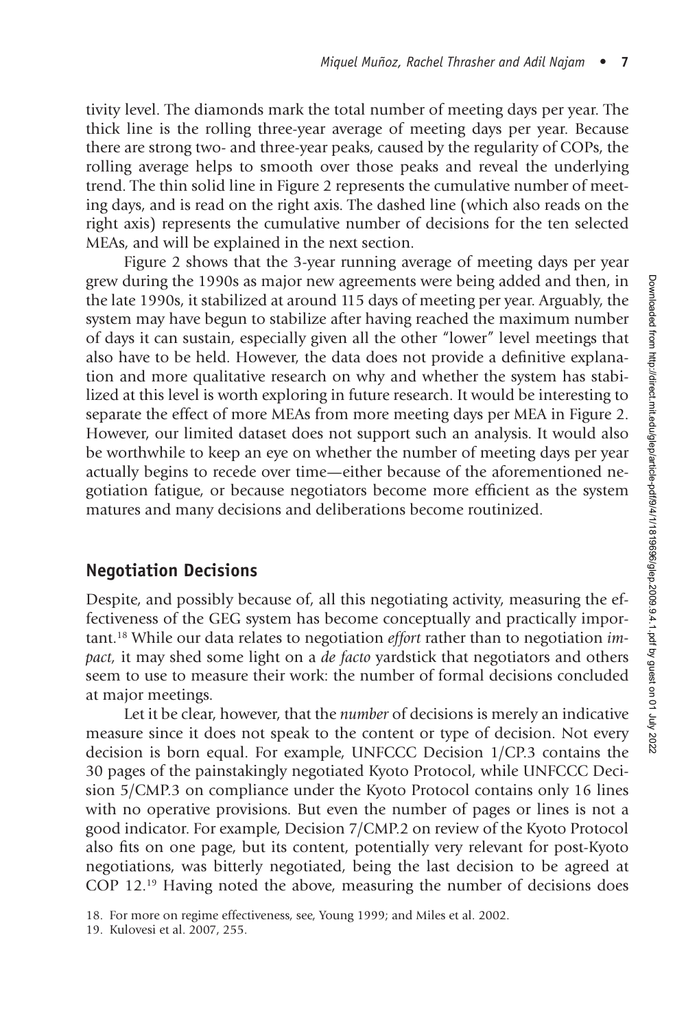tivity level. The diamonds mark the total number of meeting days per year. The thick line is the rolling three-year average of meeting days per year. Because there are strong two- and three-year peaks, caused by the regularity of COPs, the rolling average helps to smooth over those peaks and reveal the underlying trend. The thin solid line in Figure 2 represents the cumulative number of meeting days, and is read on the right axis. The dashed line (which also reads on the right axis) represents the cumulative number of decisions for the ten selected MEAs, and will be explained in the next section.

Figure 2 shows that the 3-year running average of meeting days per year grew during the 1990s as major new agreements were being added and then, in the late 1990s, it stabilized at around 115 days of meeting per year. Arguably, the system may have begun to stabilize after having reached the maximum number of days it can sustain, especially given all the other "lower" level meetings that also have to be held. However, the data does not provide a definitive explanation and more qualitative research on why and whether the system has stabilized at this level is worth exploring in future research. It would be interesting to separate the effect of more MEAs from more meeting days per MEA in Figure 2. However, our limited dataset does not support such an analysis. It would also be worthwhile to keep an eye on whether the number of meeting days per year actually begins to recede over time—either because of the aforementioned negotiation fatigue, or because negotiators become more efficient as the system matures and many decisions and deliberations become routinized.

## Negotiation Decisions

Despite, and possibly because of, all this negotiating activity, measuring the effectiveness of the GEG system has become conceptually and practically important.[18] While our data relates to negotiation *effort* rather than to negotiation *impact,* it may shed some light on a *de facto* yardstick that negotiators and others seem to use to measure their work: the number of formal decisions concluded at major meetings.

Let it be clear, however, that the *number* of decisions is merely an indicative measure since it does not speak to the content or type of decision. Not every decision is born equal. For example, UNFCCC Decision 1/CP.3 contains the 30 pages of the painstakingly negotiated Kyoto Protocol, while UNFCCC Decision 5/CMP.3 on compliance under the Kyoto Protocol contains only 16 lines with no operative provisions. But even the number of pages or lines is not a good indicator. For example, Decision 7/CMP.2 on review of the Kyoto Protocol also fits on one page, but its content, potentially very relevant for post-Kyoto negotiations, was bitterly negotiated, being the last decision to be agreed at COP 12.[19] Having noted the above, measuring the number of decisions does

18. For more on regime effectiveness, see, Young 1999; and Miles et al. 2002.

19. Kulovesi et al. 2007, 255.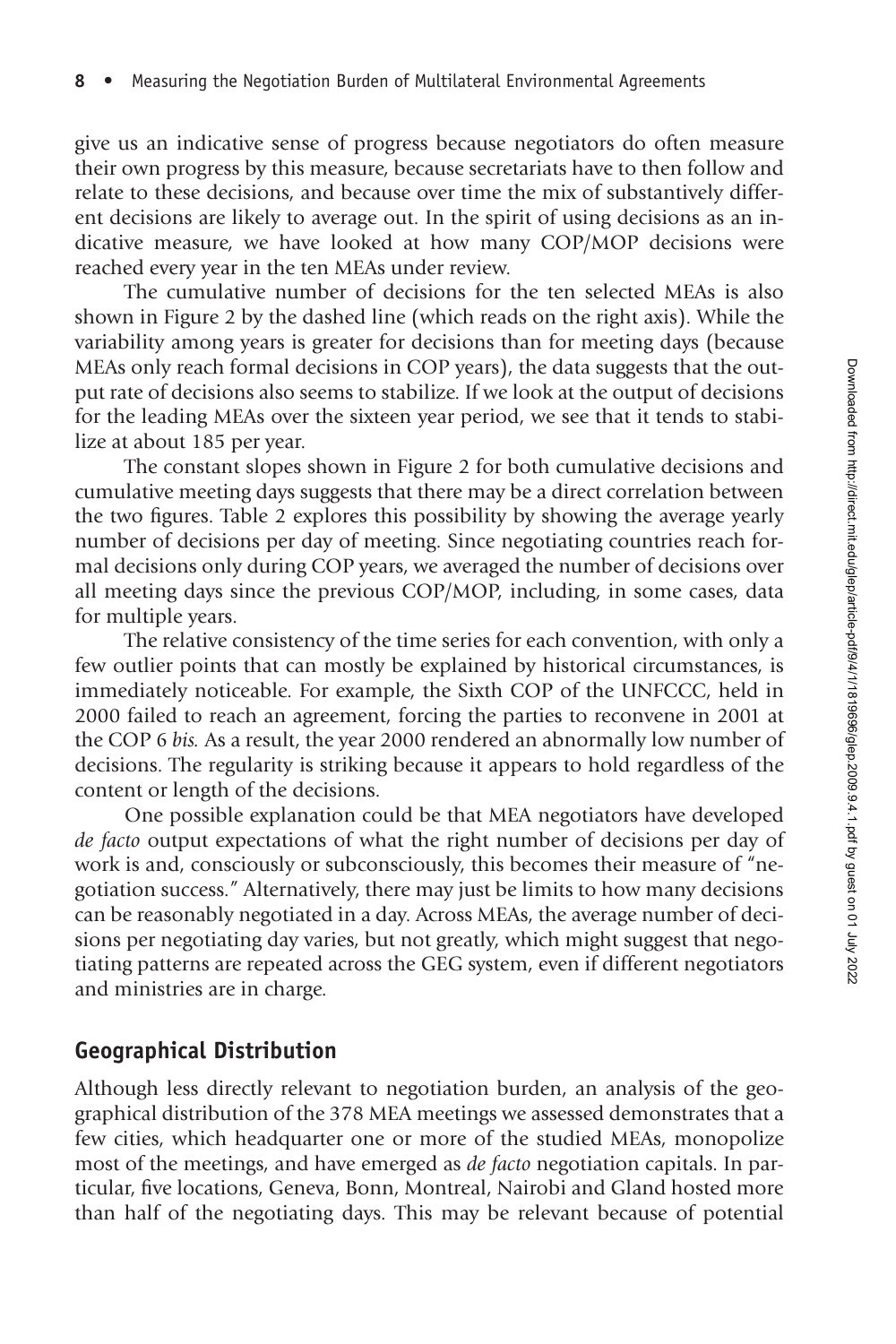give us an indicative sense of progress because negotiators do often measure their own progress by this measure, because secretariats have to then follow and relate to these decisions, and because over time the mix of substantively different decisions are likely to average out. In the spirit of using decisions as an indicative measure, we have looked at how many COP/MOP decisions were reached every year in the ten MEAs under review.

The cumulative number of decisions for the ten selected MEAs is also shown in Figure 2 by the dashed line (which reads on the right axis). While the variability among years is greater for decisions than for meeting days (because MEAs only reach formal decisions in COP years), the data suggests that the output rate of decisions also seems to stabilize. If we look at the output of decisions for the leading MEAs over the sixteen year period, we see that it tends to stabilize at about 185 per year.

The constant slopes shown in Figure 2 for both cumulative decisions and cumulative meeting days suggests that there may be a direct correlation between the two figures. Table 2 explores this possibility by showing the average yearly number of decisions per day of meeting. Since negotiating countries reach formal decisions only during COP years, we averaged the number of decisions over all meeting days since the previous COP/MOP, including, in some cases, data for multiple years.

The relative consistency of the time series for each convention, with only a few outlier points that can mostly be explained by historical circumstances, is immediately noticeable. For example, the Sixth COP of the UNFCCC, held in 2000 failed to reach an agreement, forcing the parties to reconvene in 2001 at the COP 6 *bis.* As a result, the year 2000 rendered an abnormally low number of decisions. The regularity is striking because it appears to hold regardless of the content or length of the decisions.

One possible explanation could be that MEA negotiators have developed *de facto* output expectations of what the right number of decisions per day of work is and, consciously or subconsciously, this becomes their measure of "negotiation success." Alternatively, there may just be limits to how many decisions can be reasonably negotiated in a day. Across MEAs, the average number of decisions per negotiating day varies, but not greatly, which might suggest that negotiating patterns are repeated across the GEG system, even if different negotiators and ministries are in charge.

## Geographical Distribution

Although less directly relevant to negotiation burden, an analysis of the geographical distribution of the 378 MEA meetings we assessed demonstrates that a few cities, which headquarter one or more of the studied MEAs, monopolize most of the meetings, and have emerged as *de facto* negotiation capitals. In particular, five locations, Geneva, Bonn, Montreal, Nairobi and Gland hosted more than half of the negotiating days. This may be relevant because of potential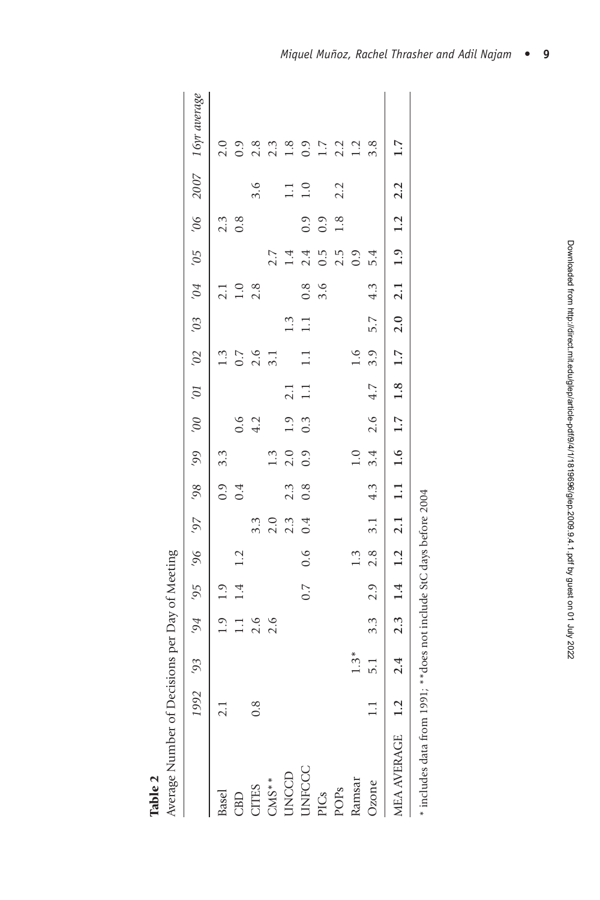**Table 2**

Average Number of Decisions per Day of Meeting

| | 1992 | '93 | '94 | '95 | '96 | '97 | '98 | '99 | '00 | '01 | '02 | '03 | '04 | '05 | '06 | 2007 | 16yr average |
|---|---|---|---|---|---|---|---|---|---|---|---|---|---|---|---|---|---|
| Basel | 2.1 | | 1.9 | 1.9 | | | 0.9 | 3.3 | | | 1.3 | | 2.1 | | 2.3 | | 2.0 |
| CBD | | | 1.1 | 1.4 | 1.2 | | 0.4 | | 0.6 | | 0.7 | | 1.0 | | 0.8 | | 0.9 |
| CITES | 0.8 | | 2.6 | | | 3.3 | | | 4.2 | | 2.6 | | 2.8 | | | 3.6 | 2.8 |
| CMS** | | | 2.6 | | | 2.0 | | 1.3 | | | 3.1 | | | 2.7 | | | 2.3 |
| UNCCD | | | | | | 2.3 | 2.3 | 2.0 | 1.9 | 2.1 | | 1.3 | | 1.4 | | 1.1 | 1.8 |
| UNFCCC | | | | 0.7 | 0.6 | 0.4 | 0.8 | 0.9 | 0.3 | 1.1 | 1.1 | 1.1 | 0.8 | 2.4 | 0.9 | 1.0 | 0.9 |
| PICs | | | | | | | | | | | | | 3.6 | 0.5 | 0.9 | | 1.7 |
| POPs | | | | | | | | | | | | | | 2.5 | 1.8 | 2.2 | 2.2 |
| Ramsar | | 1.3* | | | 1.3 | | | 1.0 | | | 1.6 | | | 0.9 | | | 1.2 |
| Ozone | 1.1 | 5.1 | 3.3 | 2.9 | 2.8 | 3.1 | 4.3 | 3.4 | 2.6 | 4.7 | 3.9 | 5.7 | 4.3 | 5.4 | | | 3.8 |
| **MEA AVERAGE** | **1.2** | **2.4** | **2.3** | **1.4** | **1.2** | **2.1** | **1.1** | **1.6** | **1.7** | **1.8** | **1.7** | **2.0** | **2.1** | **1.9** | **1.2** | **2.2** | **1.7** |

* includes data from 1991; ** does not include StC days before 2004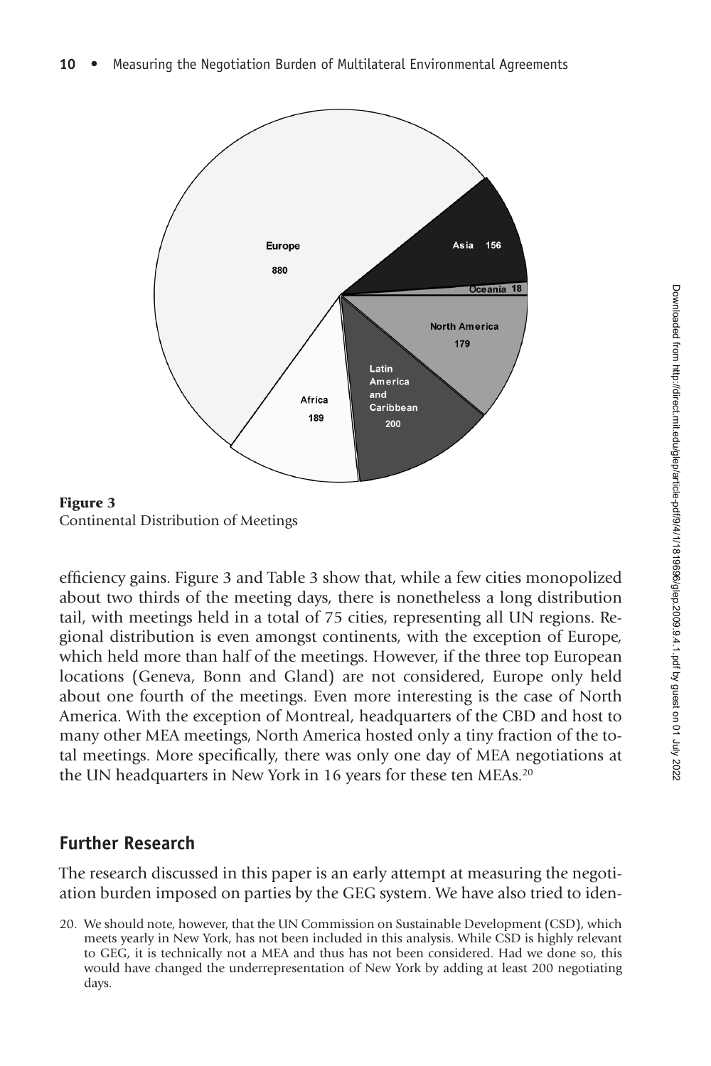Europe 880

Asia 156

Oceania 18

North America 179

Latin America and Caribbean 200

Africa 189

**Figure 3**
Continental Distribution of Meetings

efficiency gains. Figure 3 and Table 3 show that, while a few cities monopolized about two thirds of the meeting days, there is nonetheless a long distribution tail, with meetings held in a total of 75 cities, representing all UN regions. Regional distribution is even amongst continents, with the exception of Europe, which held more than half of the meetings. However, if the three top European locations (Geneva, Bonn and Gland) are not considered, Europe only held about one fourth of the meetings. Even more interesting is the case of North America. With the exception of Montreal, headquarters of the CBD and host to many other MEA meetings, North America hosted only a tiny fraction of the total meetings. More specifically, there was only one day of MEA negotiations at the UN headquarters in New York in 16 years for these ten MEAs.[20]

## Further Research

The research discussed in this paper is an early attempt at measuring the negotiation burden imposed on parties by the GEG system. We have also tried to iden-

20. We should note, however, that the UN Commission on Sustainable Development (CSD), which meets yearly in New York, has not been included in this analysis. While CSD is highly relevant to GEG, it is technically not a MEA and thus has not been considered. Had we done so, this would have changed the underrepresentation of New York by adding at least 200 negotiating days.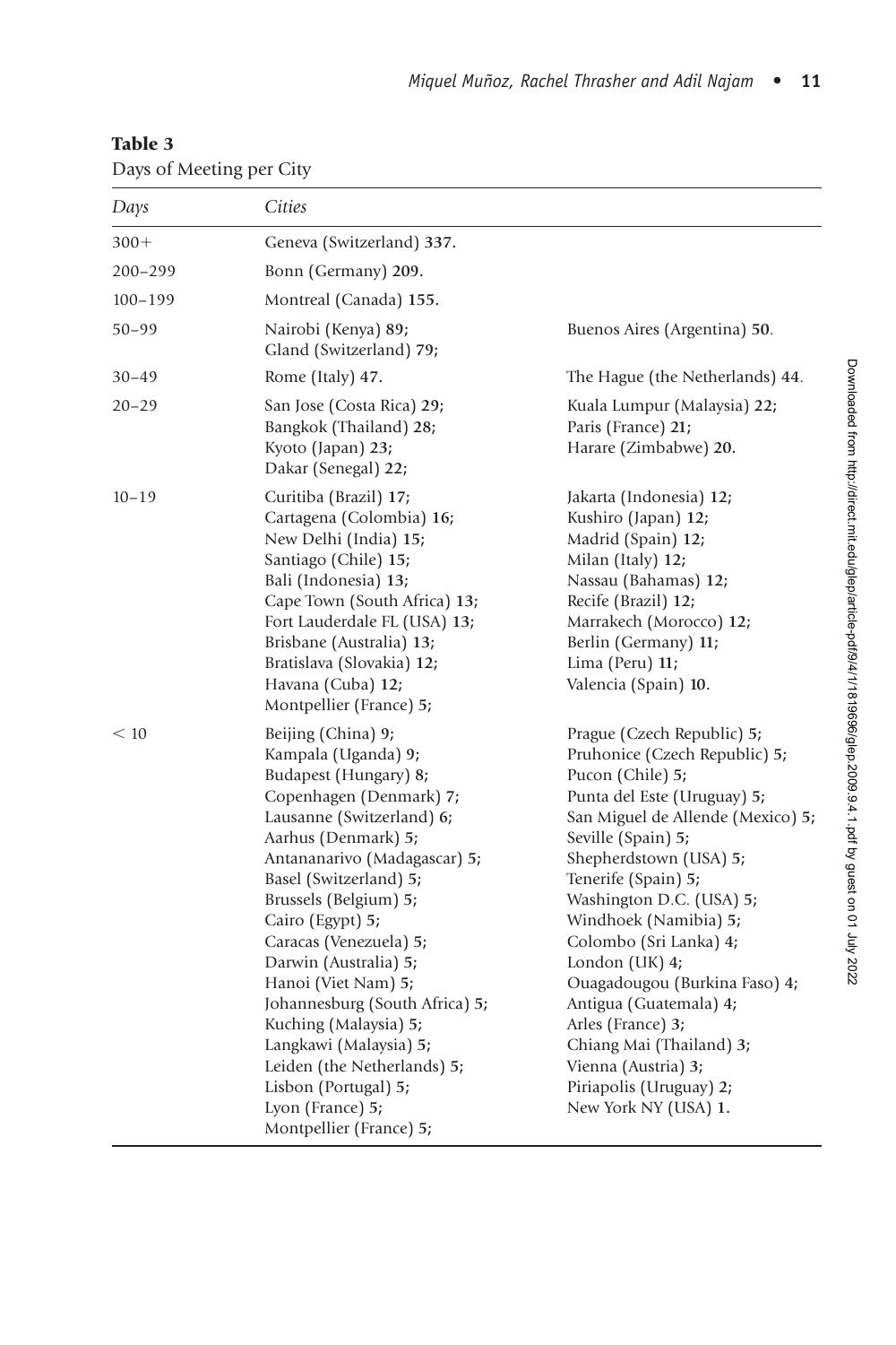**Table 3**

Days of Meeting per City

| *Days* | *Cities* | |
|---|---|---|
| 300+ | Geneva (Switzerland) **337**. | |
| 200–299 | Bonn (Germany) **209**. | |
| 100–199 | Montreal (Canada) **155**. | |
| 50–99 | Nairobi (Kenya) **89**; Gland (Switzerland) **79**; | Buenos Aires (Argentina) **50**. |
| 30–49 | Rome (Italy) **47**. | The Hague (the Netherlands) **44**. |
| 20–29 | San Jose (Costa Rica) **29**; Bangkok (Thailand) **28**; Kyoto (Japan) **23**; Dakar (Senegal) **22**; | Kuala Lumpur (Malaysia) **22**; Paris (France) **21**; Harare (Zimbabwe) **20**. |
| 10–19 | Curitiba (Brazil) **17**; Cartagena (Colombia) **16**; New Delhi (India) **15**; Santiago (Chile) **15**; Bali (Indonesia) **13**; Cape Town (South Africa) **13**; Fort Lauderdale FL (USA) **13**; Brisbane (Australia) **13**; Bratislava (Slovakia) **12**; Havana (Cuba) **12**; Montpellier (France) **5**; | Jakarta (Indonesia) **12**; Kushiro (Japan) **12**; Madrid (Spain) **12**; Milan (Italy) **12**; Nassau (Bahamas) **12**; Recife (Brazil) **12**; Marrakech (Morocco) **12**; Berlin (Germany) **11**; Lima (Peru) **11**; Valencia (Spain) **10**. |
| < 10 | Beijing (China) **9**; Kampala (Uganda) **9**; Budapest (Hungary) **8**; Copenhagen (Denmark) **7**; Lausanne (Switzerland) **6**; Aarhus (Denmark) **5**; Antananarivo (Madagascar) **5**; Basel (Switzerland) **5**; Brussels (Belgium) **5**; Cairo (Egypt) **5**; Caracas (Venezuela) **5**; Darwin (Australia) **5**; Hanoi (Viet Nam) **5**; Johannesburg (South Africa) **5**; Kuching (Malaysia) **5**; Langkawi (Malaysia) **5**; Leiden (the Netherlands) **5**; Lisbon (Portugal) **5**; Lyon (France) **5**; Montpellier (France) **5**; | Prague (Czech Republic) **5**; Pruhonice (Czech Republic) **5**; Pucon (Chile) **5**; Punta del Este (Uruguay) **5**; San Miguel de Allende (Mexico) **5**; Seville (Spain) **5**; Shepherdstown (USA) **5**; Tenerife (Spain) **5**; Washington D.C. (USA) **5**; Windhoek (Namibia) **5**; Colombo (Sri Lanka) **4**; London (UK) **4**; Ouagadougou (Burkina Faso) **4**; Antigua (Guatemala) **4**; Arles (France) **3**; Chiang Mai (Thailand) **3**; Vienna (Austria) **3**; Piriapolis (Uruguay) **2**; New York NY (USA) **1**. |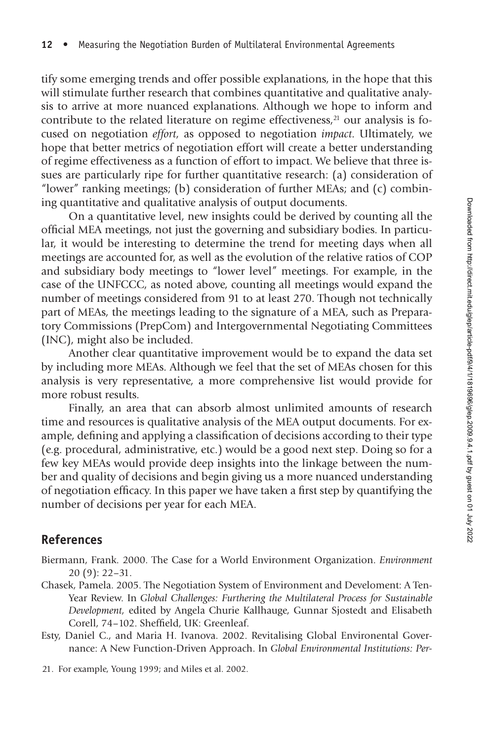tify some emerging trends and offer possible explanations, in the hope that this will stimulate further research that combines quantitative and qualitative analysis to arrive at more nuanced explanations. Although we hope to inform and contribute to the related literature on regime effectiveness,[21] our analysis is focused on negotiation *effort*, as opposed to negotiation *impact*. Ultimately, we hope that better metrics of negotiation effort will create a better understanding of regime effectiveness as a function of effort to impact. We believe that three issues are particularly ripe for further quantitative research: (a) consideration of "lower" ranking meetings; (b) consideration of further MEAs; and (c) combining quantitative and qualitative analysis of output documents.

On a quantitative level, new insights could be derived by counting all the official MEA meetings, not just the governing and subsidiary bodies. In particular, it would be interesting to determine the trend for meeting days when all meetings are accounted for, as well as the evolution of the relative ratios of COP and subsidiary body meetings to "lower level" meetings. For example, in the case of the UNFCCC, as noted above, counting all meetings would expand the number of meetings considered from 91 to at least 270. Though not technically part of MEAs, the meetings leading to the signature of a MEA, such as Preparatory Commissions (PrepCom) and Intergovernmental Negotiating Committees (INC), might also be included.

Another clear quantitative improvement would be to expand the data set by including more MEAs. Although we feel that the set of MEAs chosen for this analysis is very representative, a more comprehensive list would provide for more robust results.

Finally, an area that can absorb almost unlimited amounts of research time and resources is qualitative analysis of the MEA output documents. For example, defining and applying a classification of decisions according to their type (e.g. procedural, administrative, etc.) would be a good next step. Doing so for a few key MEAs would provide deep insights into the linkage between the number and quality of decisions and begin giving us a more nuanced understanding of negotiation efficacy. In this paper we have taken a first step by quantifying the number of decisions per year for each MEA.

## References

Biermann, Frank. 2000. The Case for a World Environment Organization. *Environment* 20 (9): 22–31.

Chasek, Pamela. 2005. The Negotiation System of Environment and Develoment: A Ten-Year Review. In *Global Challenges: Furthering the Multilateral Process for Sustainable Development,* edited by Angela Churie Kallhauge, Gunnar Sjostedt and Elisabeth Corell, 74–102. Sheffield, UK: Greenleaf.

Esty, Daniel C., and Maria H. Ivanova. 2002. Revitalising Global Environental Governance: A New Function-Driven Approach. In *Global Environmental Institutions: Per-*

21. For example, Young 1999; and Miles et al. 2002.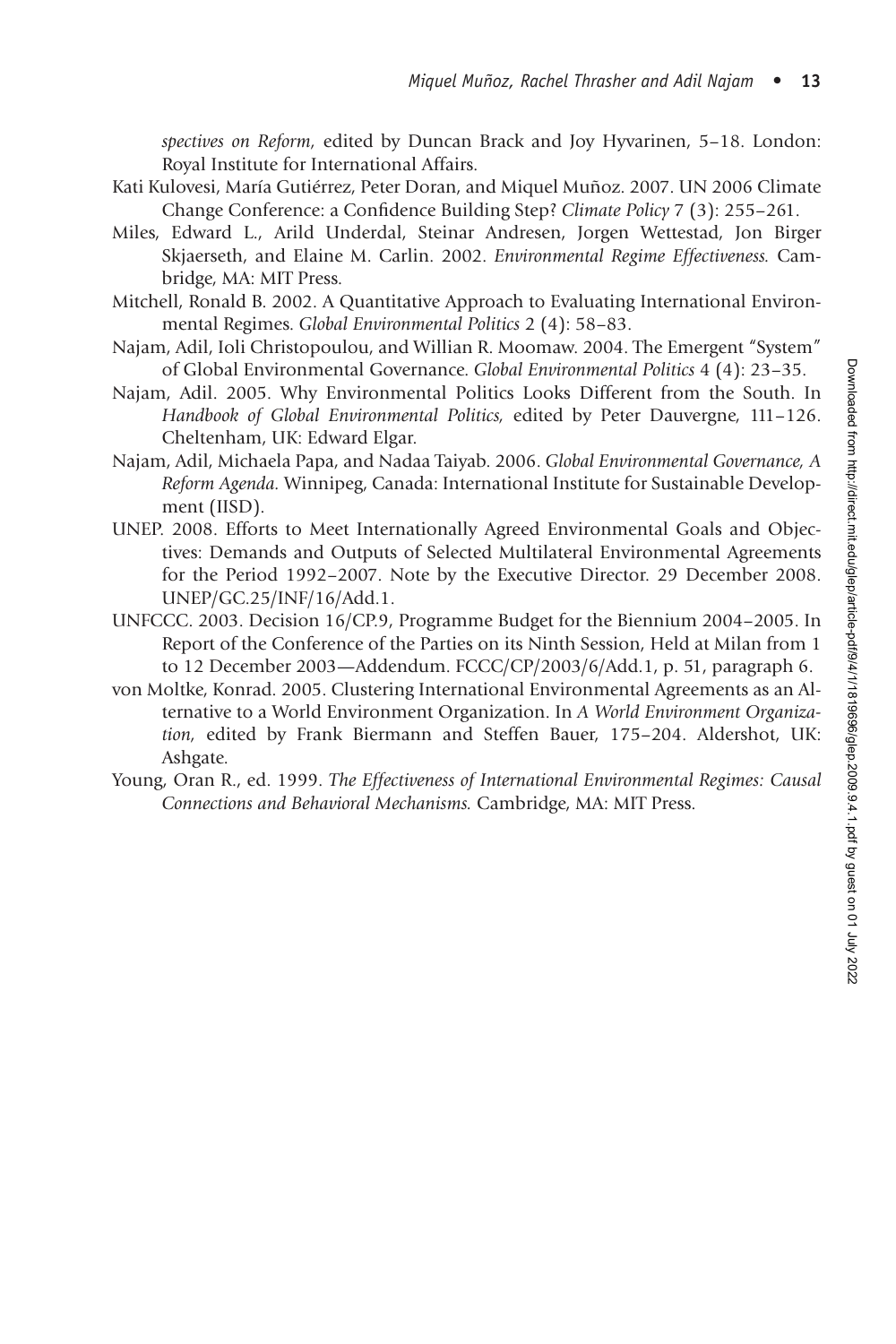*spectives on Reform*, edited by Duncan Brack and Joy Hyvarinen, 5–18. London: Royal Institute for International Affairs.

Kati Kulovesi, María Gutiérrez, Peter Doran, and Miquel Muñoz. 2007. UN 2006 Climate Change Conference: a Confidence Building Step? *Climate Policy* 7 (3): 255–261.

Miles, Edward L., Arild Underdal, Steinar Andresen, Jorgen Wettestad, Jon Birger Skjaerseth, and Elaine M. Carlin. 2002. *Environmental Regime Effectiveness.* Cambridge, MA: MIT Press.

Mitchell, Ronald B. 2002. A Quantitative Approach to Evaluating International Environmental Regimes. *Global Environmental Politics* 2 (4): 58–83.

Najam, Adil, Ioli Christopoulou, and Willian R. Moomaw. 2004. The Emergent "System" of Global Environmental Governance. *Global Environmental Politics* 4 (4): 23–35.

Najam, Adil. 2005. Why Environmental Politics Looks Different from the South. In *Handbook of Global Environmental Politics,* edited by Peter Dauvergne, 111–126. Cheltenham, UK: Edward Elgar.

Najam, Adil, Michaela Papa, and Nadaa Taiyab. 2006. *Global Environmental Governance, A Reform Agenda.* Winnipeg, Canada: International Institute for Sustainable Development (IISD).

UNEP. 2008. Efforts to Meet Internationally Agreed Environmental Goals and Objectives: Demands and Outputs of Selected Multilateral Environmental Agreements for the Period 1992–2007. Note by the Executive Director. 29 December 2008. UNEP/GC.25/INF/16/Add.1.

UNFCCC. 2003. Decision 16/CP.9, Programme Budget for the Biennium 2004–2005. In Report of the Conference of the Parties on its Ninth Session, Held at Milan from 1 to 12 December 2003—Addendum. FCCC/CP/2003/6/Add.1, p. 51, paragraph 6.

von Moltke, Konrad. 2005. Clustering International Environmental Agreements as an Alternative to a World Environment Organization. In *A World Environment Organization,* edited by Frank Biermann and Steffen Bauer, 175–204. Aldershot, UK: Ashgate.

Young, Oran R., ed. 1999. *The Effectiveness of International Environmental Regimes: Causal Connections and Behavioral Mechanisms.* Cambridge, MA: MIT Press.